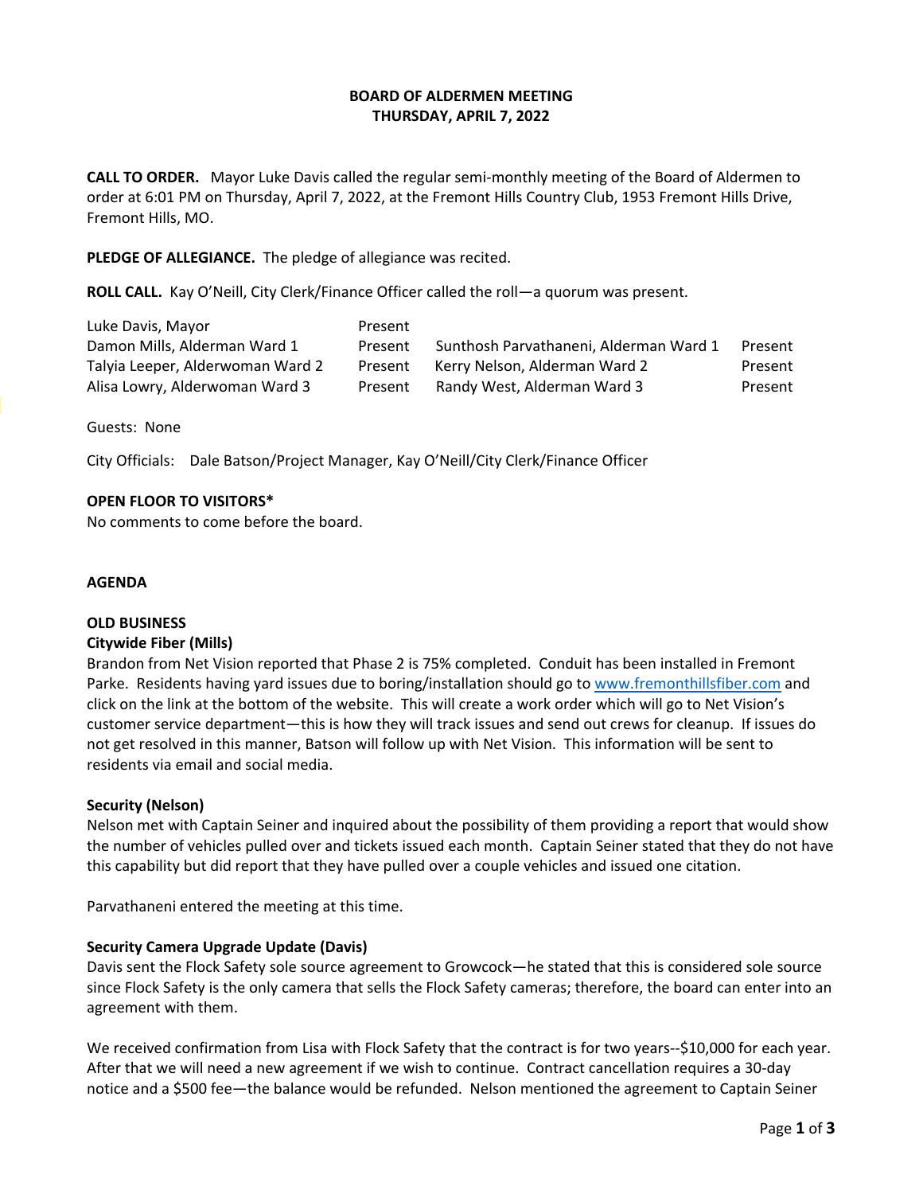# BOARD OF ALDERMEN MEETING
## THURSDAY, APRIL 7, 2022

**CALL TO ORDER.** Mayor Luke Davis called the regular semi-monthly meeting of the Board of Aldermen to order at 6:01 PM on Thursday, April 7, 2022, at the Fremont Hills Country Club, 1953 Fremont Hills Drive, Fremont Hills, MO.

**PLEDGE OF ALLEGIANCE.** The pledge of allegiance was recited.

**ROLL CALL.** Kay O'Neill, City Clerk/Finance Officer called the roll—a quorum was present.

| | | | |
|---|---|---|---|
| Luke Davis, Mayor | Present | | |
| Damon Mills, Alderman Ward 1 | Present | Sunthosh Parvathaneni, Alderman Ward 1 | Present |
| Talyia Leeper, Alderwoman Ward 2 | Present | Kerry Nelson, Alderman Ward 2 | Present |
| Alisa Lowry, Alderwoman Ward 3 | Present | Randy West, Alderman Ward 3 | Present |

Guests: None

City Officials: Dale Batson/Project Manager, Kay O'Neill/City Clerk/Finance Officer

**OPEN FLOOR TO VISITORS***
No comments to come before the board.

**AGENDA**

**OLD BUSINESS**

**Citywide Fiber (Mills)**
Brandon from Net Vision reported that Phase 2 is 75% completed. Conduit has been installed in Fremont Parke. Residents having yard issues due to boring/installation should go to www.fremonthillsfiber.com and click on the link at the bottom of the website. This will create a work order which will go to Net Vision's customer service department—this is how they will track issues and send out crews for cleanup. If issues do not get resolved in this manner, Batson will follow up with Net Vision. This information will be sent to residents via email and social media.

**Security (Nelson)**
Nelson met with Captain Seiner and inquired about the possibility of them providing a report that would show the number of vehicles pulled over and tickets issued each month. Captain Seiner stated that they do not have this capability but did report that they have pulled over a couple vehicles and issued one citation.

Parvathaneni entered the meeting at this time.

**Security Camera Upgrade Update (Davis)**
Davis sent the Flock Safety sole source agreement to Growcock—he stated that this is considered sole source since Flock Safety is the only camera that sells the Flock Safety cameras; therefore, the board can enter into an agreement with them.

We received confirmation from Lisa with Flock Safety that the contract is for two years--$10,000 for each year. After that we will need a new agreement if we wish to continue. Contract cancellation requires a 30-day notice and a $500 fee—the balance would be refunded. Nelson mentioned the agreement to Captain Seiner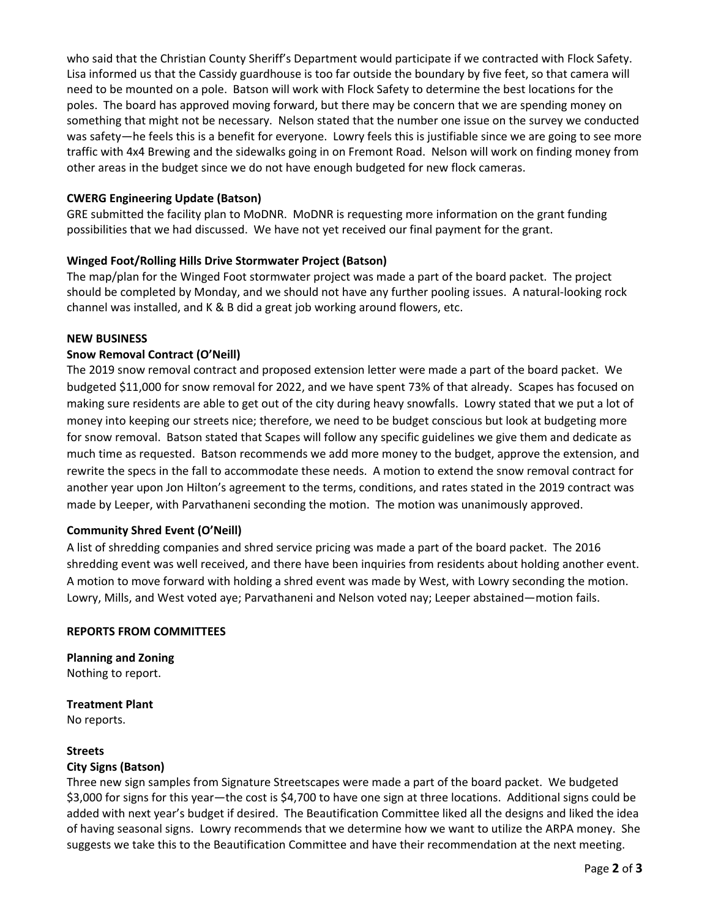who said that the Christian County Sheriff's Department would participate if we contracted with Flock Safety. Lisa informed us that the Cassidy guardhouse is too far outside the boundary by five feet, so that camera will need to be mounted on a pole. Batson will work with Flock Safety to determine the best locations for the poles. The board has approved moving forward, but there may be concern that we are spending money on something that might not be necessary. Nelson stated that the number one issue on the survey we conducted was safety—he feels this is a benefit for everyone. Lowry feels this is justifiable since we are going to see more traffic with 4x4 Brewing and the sidewalks going in on Fremont Road. Nelson will work on finding money from other areas in the budget since we do not have enough budgeted for new flock cameras.

**CWERG Engineering Update (Batson)**
GRE submitted the facility plan to MoDNR. MoDNR is requesting more information on the grant funding possibilities that we had discussed. We have not yet received our final payment for the grant.

**Winged Foot/Rolling Hills Drive Stormwater Project (Batson)**
The map/plan for the Winged Foot stormwater project was made a part of the board packet. The project should be completed by Monday, and we should not have any further pooling issues. A natural-looking rock channel was installed, and K & B did a great job working around flowers, etc.

**NEW BUSINESS**

**Snow Removal Contract (O'Neill)**
The 2019 snow removal contract and proposed extension letter were made a part of the board packet. We budgeted $11,000 for snow removal for 2022, and we have spent 73% of that already. Scapes has focused on making sure residents are able to get out of the city during heavy snowfalls. Lowry stated that we put a lot of money into keeping our streets nice; therefore, we need to be budget conscious but look at budgeting more for snow removal. Batson stated that Scapes will follow any specific guidelines we give them and dedicate as much time as requested. Batson recommends we add more money to the budget, approve the extension, and rewrite the specs in the fall to accommodate these needs. A motion to extend the snow removal contract for another year upon Jon Hilton's agreement to the terms, conditions, and rates stated in the 2019 contract was made by Leeper, with Parvathaneni seconding the motion. The motion was unanimously approved.

**Community Shred Event (O'Neill)**
A list of shredding companies and shred service pricing was made a part of the board packet. The 2016 shredding event was well received, and there have been inquiries from residents about holding another event. A motion to move forward with holding a shred event was made by West, with Lowry seconding the motion. Lowry, Mills, and West voted aye; Parvathaneni and Nelson voted nay; Leeper abstained—motion fails.

**REPORTS FROM COMMITTEES**

**Planning and Zoning**
Nothing to report.

**Treatment Plant**
No reports.

**Streets**

**City Signs (Batson)**
Three new sign samples from Signature Streetscapes were made a part of the board packet. We budgeted $3,000 for signs for this year—the cost is $4,700 to have one sign at three locations. Additional signs could be added with next year's budget if desired. The Beautification Committee liked all the designs and liked the idea of having seasonal signs. Lowry recommends that we determine how we want to utilize the ARPA money. She suggests we take this to the Beautification Committee and have their recommendation at the next meeting.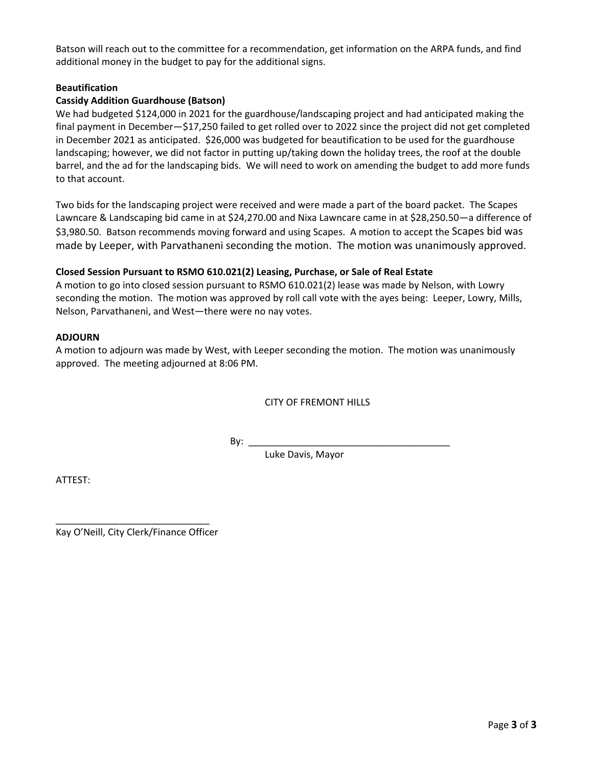Batson will reach out to the committee for a recommendation, get information on the ARPA funds, and find additional money in the budget to pay for the additional signs.

**Beautification**

**Cassidy Addition Guardhouse (Batson)**

We had budgeted $124,000 in 2021 for the guardhouse/landscaping project and had anticipated making the final payment in December—$17,250 failed to get rolled over to 2022 since the project did not get completed in December 2021 as anticipated. $26,000 was budgeted for beautification to be used for the guardhouse landscaping; however, we did not factor in putting up/taking down the holiday trees, the roof at the double barrel, and the ad for the landscaping bids. We will need to work on amending the budget to add more funds to that account.

Two bids for the landscaping project were received and were made a part of the board packet. The Scapes Lawncare & Landscaping bid came in at $24,270.00 and Nixa Lawncare came in at $28,250.50—a difference of $3,980.50. Batson recommends moving forward and using Scapes. A motion to accept the Scapes bid was made by Leeper, with Parvathaneni seconding the motion. The motion was unanimously approved.

**Closed Session Pursuant to RSMO 610.021(2) Leasing, Purchase, or Sale of Real Estate**

A motion to go into closed session pursuant to RSMO 610.021(2) lease was made by Nelson, with Lowry seconding the motion. The motion was approved by roll call vote with the ayes being: Leeper, Lowry, Mills, Nelson, Parvathaneni, and West—there were no nay votes.

**ADJOURN**

A motion to adjourn was made by West, with Leeper seconding the motion. The motion was unanimously approved. The meeting adjourned at 8:06 PM.

CITY OF FREMONT HILLS

By: \_\_\_\_\_\_\_\_\_\_\_\_\_\_\_\_\_\_\_\_\_\_\_\_\_\_\_\_\_\_\_\_\_\_\_\_\_\_\_\_

Luke Davis, Mayor

ATTEST:

\_\_\_\_\_\_\_\_\_\_\_\_\_\_\_\_\_\_\_\_\_\_\_\_\_\_\_\_\_\_

Kay O'Neill, City Clerk/Finance Officer